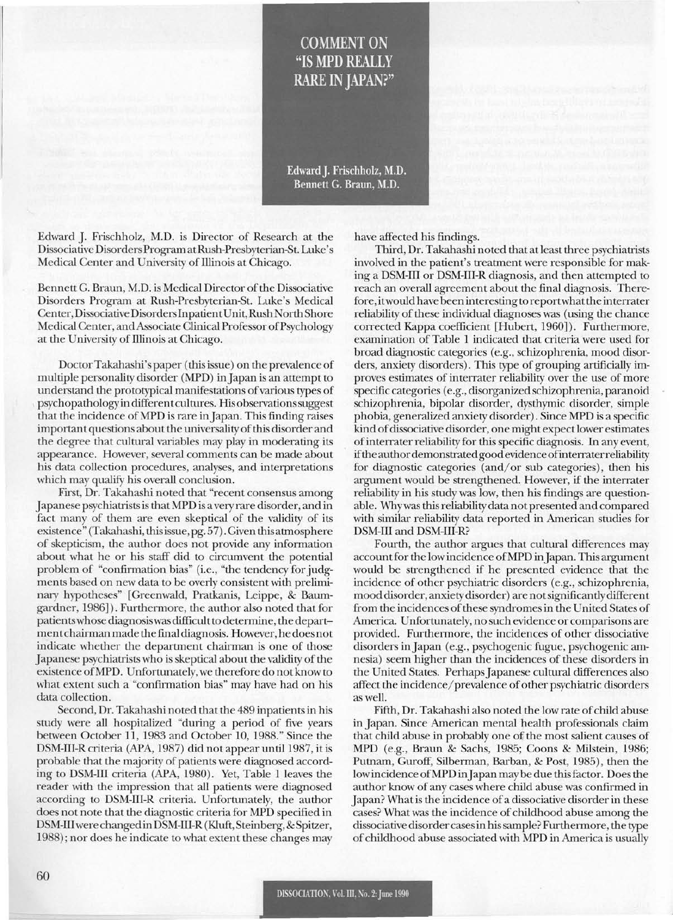# COMMENT ON "IS MPD REALLY RARE IN JAPAN?"

**Edward J. Frischholz, M.D.**
**Bennett G. Braun, M.D.**

Edward J. Frischholz, M.D. is Director of Research at the Dissociative Disorders Program at Rush-Presbyterian-St. Luke's Medical Center and University of Illinois at Chicago.

Bennett G. Braun, M.D. is Medical Director of the Dissociative Disorders Program at Rush-Presbyterian-St. Luke's Medical Center, Dissociative Disorders Inpatient Unit, Rush North Shore Medical Center, and Associate Clinical Professor of Psychology at the University of Illinois at Chicago.

Doctor Takahashi's paper (this issue) on the prevalence of multiple personality disorder (MPD) in Japan is an attempt to understand the prototypical manifestations of various types of psychopathology in different cultures. His observations suggest that the incidence of MPD is rare in Japan. This finding raises important questions about the universality of this disorder and the degree that cultural variables may play in moderating its appearance. However, several comments can be made about his data collection procedures, analyses, and interpretations which may qualify his overall conclusion.

First, Dr. Takahashi noted that "recent consensus among Japanese psychiatrists is that MPD is a very rare disorder, and in fact many of them are even skeptical of the validity of its existence" (Takahashi, this issue, pg. 57). Given this atmosphere of skepticism, the author does not provide any information about what he or his staff did to circumvent the potential problem of "confirmation bias" (i.e., "the tendency for judgments based on new data to be overly consistent with preliminary hypotheses" [Greenwald, Pratkanis, Leippe, & Baumgardner, 1986]). Furthermore, the author also noted that for patients whose diagnosis was difficult to determine, the department chairman made the final diagnosis. However, he does not indicate whether the department chairman is one of those Japanese psychiatrists who is skeptical about the validity of the existence of MPD. Unfortunately, we therefore do not know to what extent such a "confirmation bias" may have had on his data collection.

Second, Dr. Takahashi noted that the 489 inpatients in his study were all hospitalized "during a period of five years between October 11, 1983 and October 10, 1988." Since the DSM-III-R criteria (APA, 1987) did not appear until 1987, it is probable that the majority of patients were diagnosed according to DSM-III criteria (APA, 1980). Yet, Table 1 leaves the reader with the impression that all patients were diagnosed according to DSM-III-R criteria. Unfortunately, the author does not note that the diagnostic criteria for MPD specified in DSM-III were changed in DSM-III-R (Kluft, Steinberg, & Spitzer, 1988); nor does he indicate to what extent these changes may have affected his findings.

Third, Dr. Takahashi noted that at least three psychiatrists involved in the patient's treatment were responsible for making a DSM-III or DSM-III-R diagnosis, and then attempted to reach an overall agreement about the final diagnosis. Therefore, it would have been interesting to report what the interrater reliability of these individual diagnoses was (using the chance corrected Kappa coefficient [Hubert, 1960]). Furthermore, examination of Table 1 indicated that criteria were used for broad diagnostic categories (e.g., schizophrenia, mood disorders, anxiety disorders). This type of grouping artificially improves estimates of interrater reliability over the use of more specific categories (e.g., disorganized schizophrenia, paranoid schizophrenia, bipolar disorder, dysthymic disorder, simple phobia, generalized anxiety disorder). Since MPD is a specific kind of dissociative disorder, one might expect lower estimates of interrater reliability for this specific diagnosis. In any event, if the author demonstrated good evidence of interrater reliability for diagnostic categories (and/or sub categories), then his argument would be strengthened. However, if the interrater reliability in his study was low, then his findings are questionable. Why was this reliability data not presented and compared with similar reliability data reported in American studies for DSM-III and DSM-III-R?

Fourth, the author argues that cultural differences may account for the low incidence of MPD in Japan. This argument would be strengthened if he presented evidence that the incidence of other psychiatric disorders (e.g., schizophrenia, mood disorder, anxiety disorder) are not significantly different from the incidences of these syndromes in the United States of America. Unfortunately, no such evidence or comparisons are provided. Furthermore, the incidences of other dissociative disorders in Japan (e.g., psychogenic fugue, psychogenic amnesia) seem higher than the incidences of these disorders in the United States. Perhaps Japanese cultural differences also affect the incidence/prevalence of other psychiatric disorders as well.

Fifth, Dr. Takahashi also noted the low rate of child abuse in Japan. Since American mental health professionals claim that child abuse in probably one of the most salient causes of MPD (e.g., Braun & Sachs, 1985; Coons & Milstein, 1986; Putnam, Guroff, Silberman, Barban, & Post, 1985), then the low incidence of MPD in Japan may be due this factor. Does the author know of any cases where child abuse was confirmed in Japan? What is the incidence of a dissociative disorder in these cases? What was the incidence of childhood abuse among the dissociative disorder cases in his sample? Furthermore, the type of childhood abuse associated with MPD in America is usually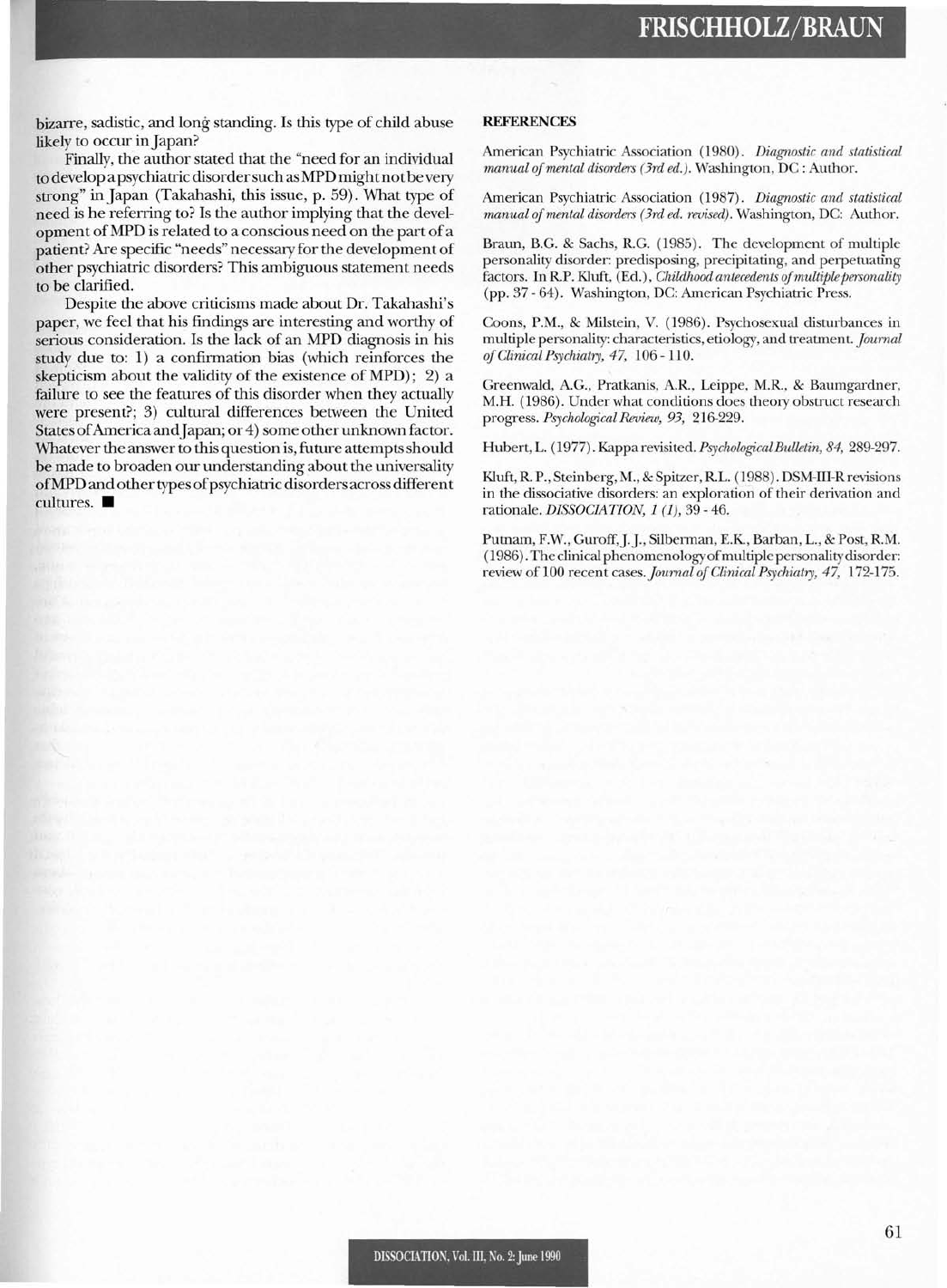bizarre, sadistic, and long standing. Is this type of child abuse likely to occur in Japan?

Finally, the author stated that the "need for an individual to develop a psychiatric disorder such as MPD might not be very strong" in Japan (Takahashi, this issue, p. 59). What type of need is he referring to? Is the author implying that the development of MPD is related to a conscious need on the part of a patient? Are specific "needs" necessary for the development of other psychiatric disorders? This ambiguous statement needs to be clarified.

Despite the above criticisms made about Dr. Takahashi's paper, we feel that his findings are interesting and worthy of serious consideration. Is the lack of an MPD diagnosis in his study due to: 1) a confirmation bias (which reinforces the skepticism about the validity of the existence of MPD); 2) a failure to see the features of this disorder when they actually were present?; 3) cultural differences between the United States of America and Japan; or 4) some other unknown factor. Whatever the answer to this question is, future attempts should be made to broaden our understanding about the universality of MPD and other types of psychiatric disorders across different cultures. ■

## REFERENCES

American Psychiatric Association (1980). *Diagnostic and statistical manual of mental disorders (3rd ed.)*. Washington, DC : Author.

American Psychiatric Association (1987). *Diagnostic and statistical manual of mental disorders (3rd ed. revised)*. Washington, DC: Author.

Braun, B.G. & Sachs, R.G. (1985). The development of multiple personality disorder: predisposing, precipitating, and perpetuating factors. In R.P. Kluft, (Ed.), *Childhood antecedents of multiple personality* (pp. 37 - 64). Washington, DC: American Psychiatric Press.

Coons, P.M., & Milstein, V. (1986). Psychosexual disturbances in multiple personality: characteristics, etiology, and treatment. *Journal of Clinical Psychiatry, 47,* 106 - 110.

Greenwald, A.G., Pratkanis, A.R., Leippe, M.R., & Baumgardner, M.H. (1986). Under what conditions does theory obstruct research progress. *Psychological Review, 93,* 216-229.

Hubert, L. (1977). Kappa revisited. *Psychological Bulletin, 84,* 289-297.

Kluft, R. P., Steinberg, M., & Spitzer, R.L. (1988). DSM-III-R revisions in the dissociative disorders: an exploration of their derivation and rationale. *DISSOCIATION, 1 (1),* 39 - 46.

Putnam, F.W., Guroff, J. J., Silberman, E.K., Barban, L., & Post, R.M. (1986). The clinical phenomenology of multiple personality disorder: review of 100 recent cases. *Journal of Clinical Psychiatry, 47,* 172-175.